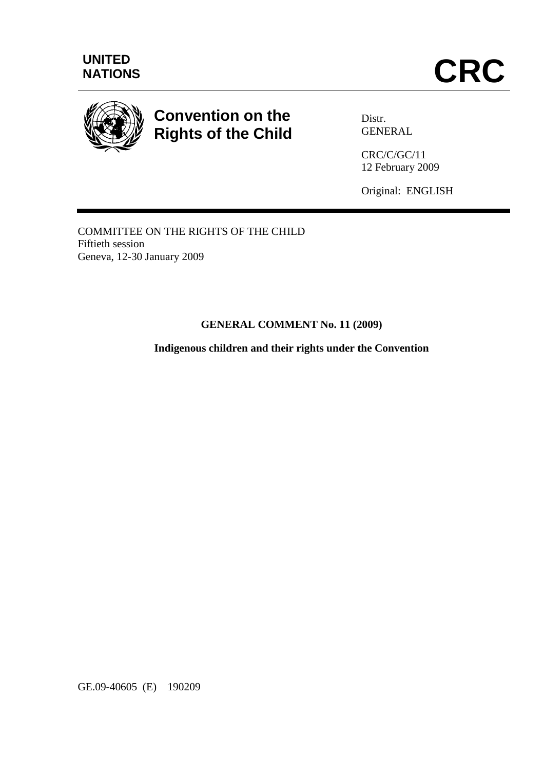UNITED NATIONS

# CRC

**Convention on the Rights of the Child**

Distr.
GENERAL

CRC/C/GC/11
12 February 2009

Original: ENGLISH

COMMITTEE ON THE RIGHTS OF THE CHILD
Fiftieth session
Geneva, 12-30 January 2009

## GENERAL COMMENT No. 11 (2009)

### Indigenous children and their rights under the Convention

GE.09-40605 (E) 190209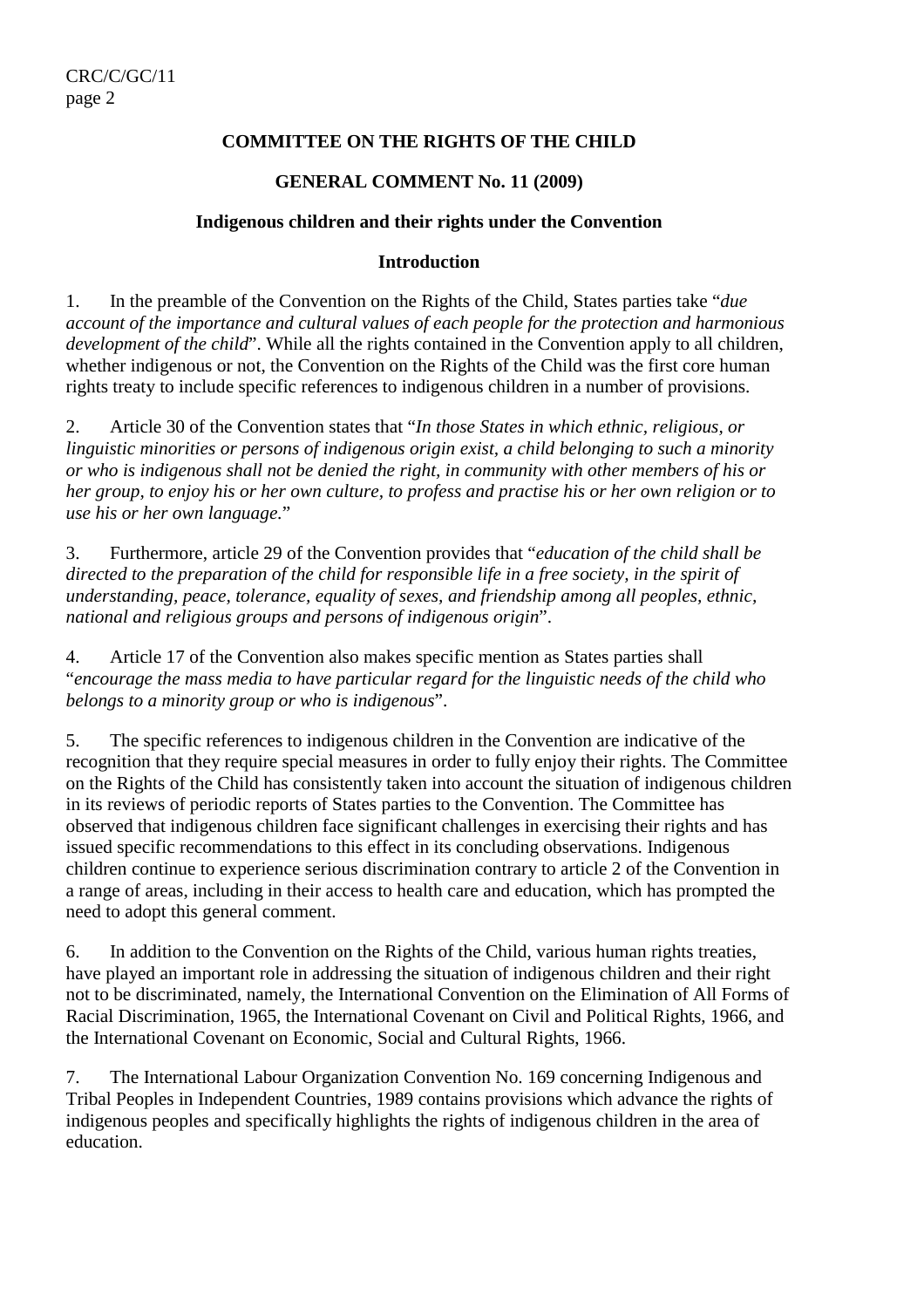**COMMITTEE ON THE RIGHTS OF THE CHILD**

**GENERAL COMMENT No. 11 (2009)**

**Indigenous children and their rights under the Convention**

**Introduction**

1. In the preamble of the Convention on the Rights of the Child, States parties take "*due account of the importance and cultural values of each people for the protection and harmonious development of the child*". While all the rights contained in the Convention apply to all children, whether indigenous or not, the Convention on the Rights of the Child was the first core human rights treaty to include specific references to indigenous children in a number of provisions.

2. Article 30 of the Convention states that "*In those States in which ethnic, religious, or linguistic minorities or persons of indigenous origin exist, a child belonging to such a minority or who is indigenous shall not be denied the right, in community with other members of his or her group, to enjoy his or her own culture, to profess and practise his or her own religion or to use his or her own language.*"

3. Furthermore, article 29 of the Convention provides that "*education of the child shall be directed to the preparation of the child for responsible life in a free society, in the spirit of understanding, peace, tolerance, equality of sexes, and friendship among all peoples, ethnic, national and religious groups and persons of indigenous origin*".

4. Article 17 of the Convention also makes specific mention as States parties shall "*encourage the mass media to have particular regard for the linguistic needs of the child who belongs to a minority group or who is indigenous*".

5. The specific references to indigenous children in the Convention are indicative of the recognition that they require special measures in order to fully enjoy their rights. The Committee on the Rights of the Child has consistently taken into account the situation of indigenous children in its reviews of periodic reports of States parties to the Convention. The Committee has observed that indigenous children face significant challenges in exercising their rights and has issued specific recommendations to this effect in its concluding observations. Indigenous children continue to experience serious discrimination contrary to article 2 of the Convention in a range of areas, including in their access to health care and education, which has prompted the need to adopt this general comment.

6. In addition to the Convention on the Rights of the Child, various human rights treaties, have played an important role in addressing the situation of indigenous children and their right not to be discriminated, namely, the International Convention on the Elimination of All Forms of Racial Discrimination, 1965, the International Covenant on Civil and Political Rights, 1966, and the International Covenant on Economic, Social and Cultural Rights, 1966.

7. The International Labour Organization Convention No. 169 concerning Indigenous and Tribal Peoples in Independent Countries, 1989 contains provisions which advance the rights of indigenous peoples and specifically highlights the rights of indigenous children in the area of education.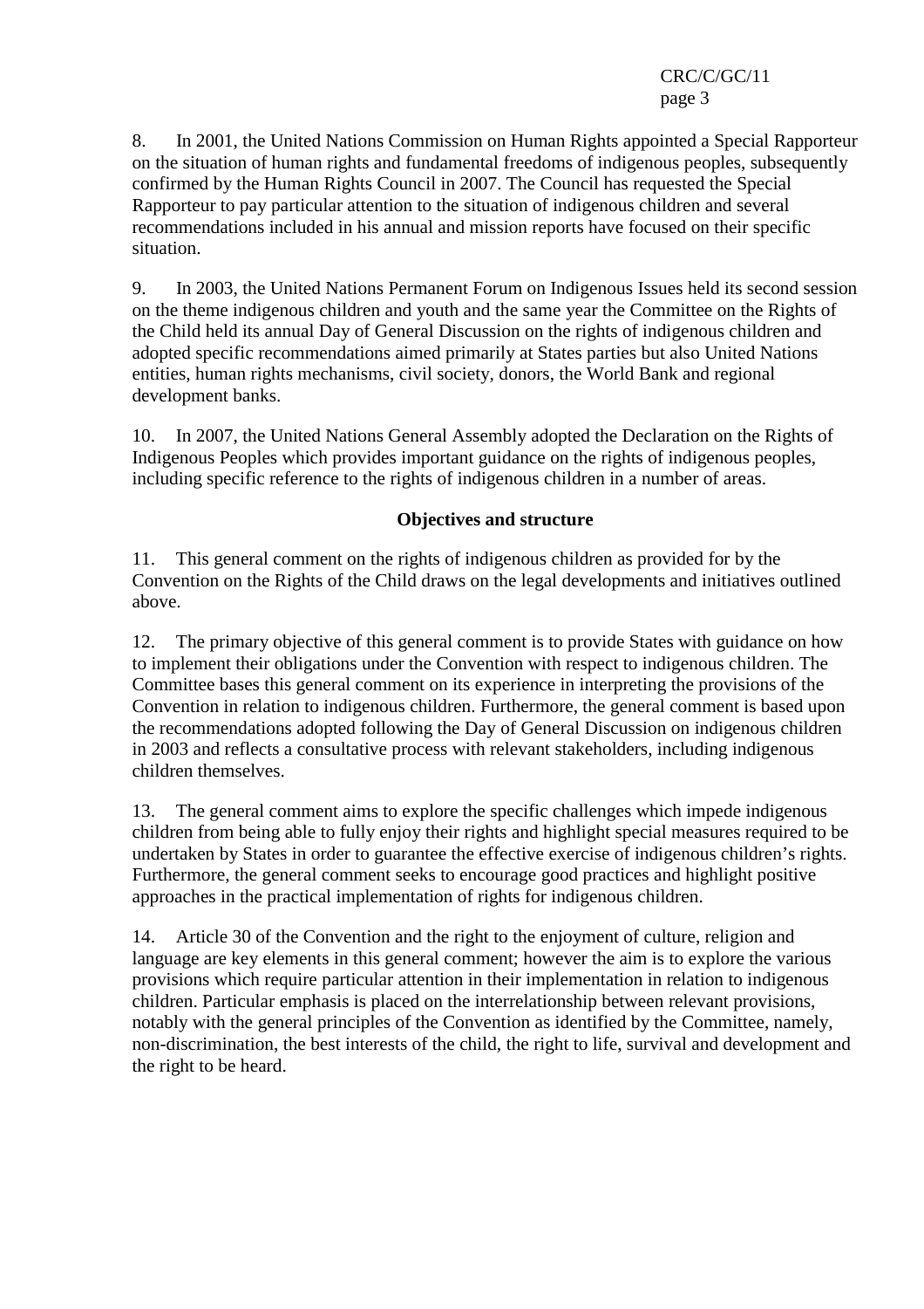8. In 2001, the United Nations Commission on Human Rights appointed a Special Rapporteur on the situation of human rights and fundamental freedoms of indigenous peoples, subsequently confirmed by the Human Rights Council in 2007. The Council has requested the Special Rapporteur to pay particular attention to the situation of indigenous children and several recommendations included in his annual and mission reports have focused on their specific situation.

9. In 2003, the United Nations Permanent Forum on Indigenous Issues held its second session on the theme indigenous children and youth and the same year the Committee on the Rights of the Child held its annual Day of General Discussion on the rights of indigenous children and adopted specific recommendations aimed primarily at States parties but also United Nations entities, human rights mechanisms, civil society, donors, the World Bank and regional development banks.

10. In 2007, the United Nations General Assembly adopted the Declaration on the Rights of Indigenous Peoples which provides important guidance on the rights of indigenous peoples, including specific reference to the rights of indigenous children in a number of areas.

## Objectives and structure

11. This general comment on the rights of indigenous children as provided for by the Convention on the Rights of the Child draws on the legal developments and initiatives outlined above.

12. The primary objective of this general comment is to provide States with guidance on how to implement their obligations under the Convention with respect to indigenous children. The Committee bases this general comment on its experience in interpreting the provisions of the Convention in relation to indigenous children. Furthermore, the general comment is based upon the recommendations adopted following the Day of General Discussion on indigenous children in 2003 and reflects a consultative process with relevant stakeholders, including indigenous children themselves.

13. The general comment aims to explore the specific challenges which impede indigenous children from being able to fully enjoy their rights and highlight special measures required to be undertaken by States in order to guarantee the effective exercise of indigenous children's rights. Furthermore, the general comment seeks to encourage good practices and highlight positive approaches in the practical implementation of rights for indigenous children.

14. Article 30 of the Convention and the right to the enjoyment of culture, religion and language are key elements in this general comment; however the aim is to explore the various provisions which require particular attention in their implementation in relation to indigenous children. Particular emphasis is placed on the interrelationship between relevant provisions, notably with the general principles of the Convention as identified by the Committee, namely, non-discrimination, the best interests of the child, the right to life, survival and development and the right to be heard.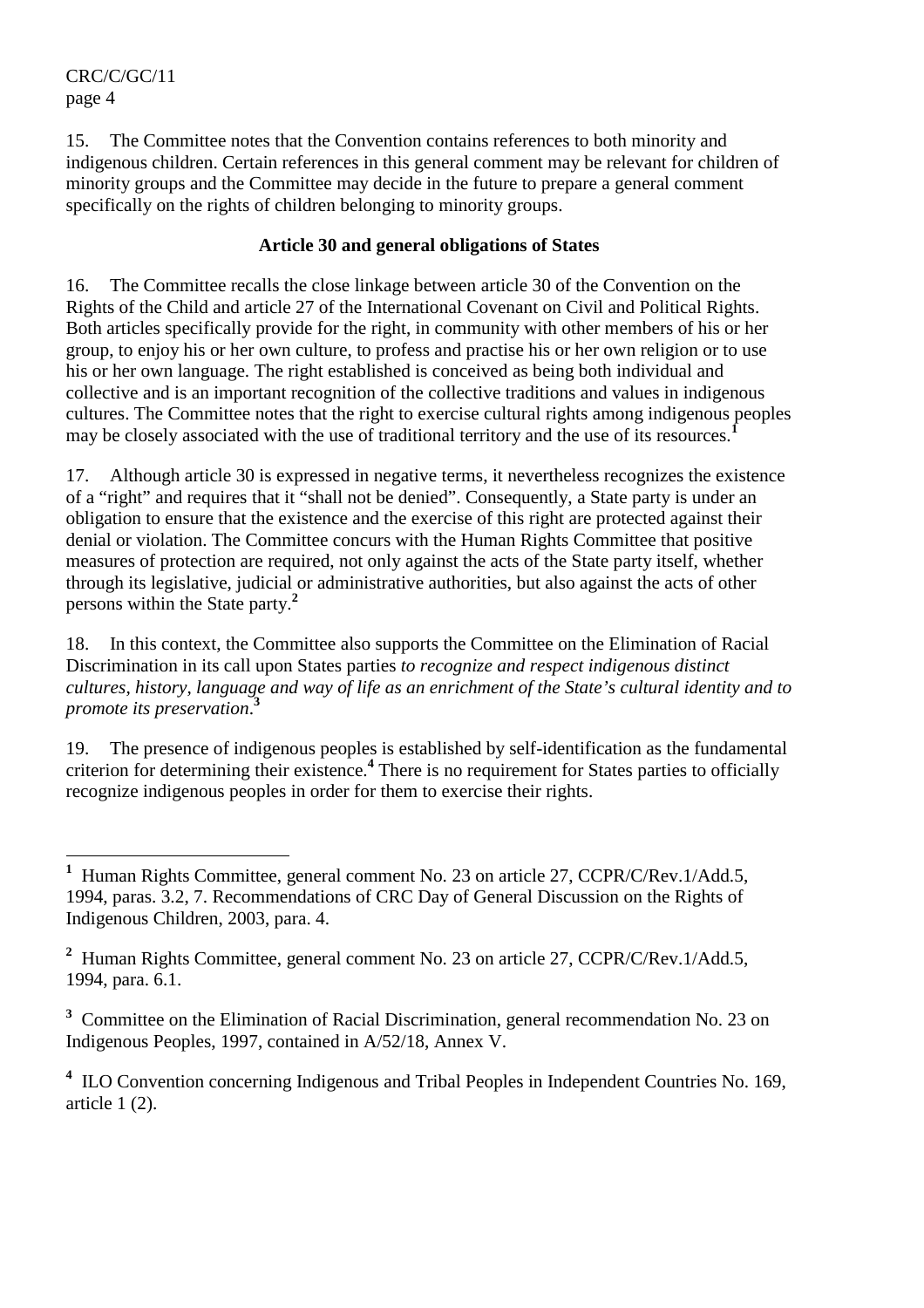15. The Committee notes that the Convention contains references to both minority and indigenous children. Certain references in this general comment may be relevant for children of minority groups and the Committee may decide in the future to prepare a general comment specifically on the rights of children belonging to minority groups.

### Article 30 and general obligations of States

16. The Committee recalls the close linkage between article 30 of the Convention on the Rights of the Child and article 27 of the International Covenant on Civil and Political Rights. Both articles specifically provide for the right, in community with other members of his or her group, to enjoy his or her own culture, to profess and practise his or her own religion or to use his or her own language. The right established is conceived as being both individual and collective and is an important recognition of the collective traditions and values in indigenous cultures. The Committee notes that the right to exercise cultural rights among indigenous peoples may be closely associated with the use of traditional territory and the use of its resources.[1]

17. Although article 30 is expressed in negative terms, it nevertheless recognizes the existence of a "right" and requires that it "shall not be denied". Consequently, a State party is under an obligation to ensure that the existence and the exercise of this right are protected against their denial or violation. The Committee concurs with the Human Rights Committee that positive measures of protection are required, not only against the acts of the State party itself, whether through its legislative, judicial or administrative authorities, but also against the acts of other persons within the State party.[2]

18. In this context, the Committee also supports the Committee on the Elimination of Racial Discrimination in its call upon States parties *to recognize and respect indigenous distinct cultures, history, language and way of life as an enrichment of the State's cultural identity and to promote its preservation*.[3]

19. The presence of indigenous peoples is established by self-identification as the fundamental criterion for determining their existence.[4] There is no requirement for States parties to officially recognize indigenous peoples in order for them to exercise their rights.

---

[1] Human Rights Committee, general comment No. 23 on article 27, CCPR/C/Rev.1/Add.5, 1994, paras. 3.2, 7. Recommendations of CRC Day of General Discussion on the Rights of Indigenous Children, 2003, para. 4.

[2] Human Rights Committee, general comment No. 23 on article 27, CCPR/C/Rev.1/Add.5, 1994, para. 6.1.

[3] Committee on the Elimination of Racial Discrimination, general recommendation No. 23 on Indigenous Peoples, 1997, contained in A/52/18, Annex V.

[4] ILO Convention concerning Indigenous and Tribal Peoples in Independent Countries No. 169, article 1 (2).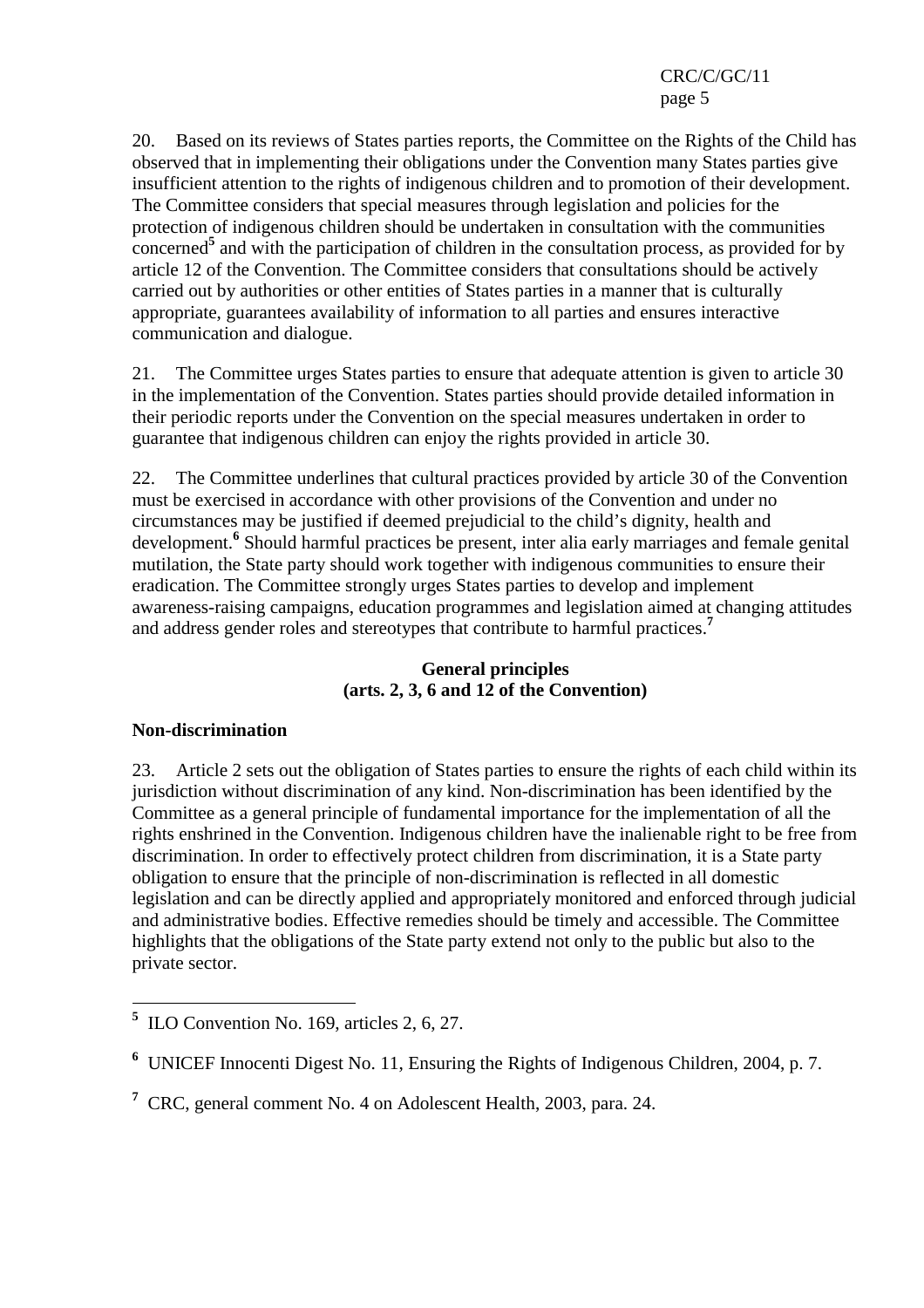20. Based on its reviews of States parties reports, the Committee on the Rights of the Child has observed that in implementing their obligations under the Convention many States parties give insufficient attention to the rights of indigenous children and to promotion of their development. The Committee considers that special measures through legislation and policies for the protection of indigenous children should be undertaken in consultation with the communities concerned[5] and with the participation of children in the consultation process, as provided for by article 12 of the Convention. The Committee considers that consultations should be actively carried out by authorities or other entities of States parties in a manner that is culturally appropriate, guarantees availability of information to all parties and ensures interactive communication and dialogue.

21. The Committee urges States parties to ensure that adequate attention is given to article 30 in the implementation of the Convention. States parties should provide detailed information in their periodic reports under the Convention on the special measures undertaken in order to guarantee that indigenous children can enjoy the rights provided in article 30.

22. The Committee underlines that cultural practices provided by article 30 of the Convention must be exercised in accordance with other provisions of the Convention and under no circumstances may be justified if deemed prejudicial to the child's dignity, health and development.[6] Should harmful practices be present, inter alia early marriages and female genital mutilation, the State party should work together with indigenous communities to ensure their eradication. The Committee strongly urges States parties to develop and implement awareness-raising campaigns, education programmes and legislation aimed at changing attitudes and address gender roles and stereotypes that contribute to harmful practices.[7]

## General principles
## (arts. 2, 3, 6 and 12 of the Convention)

### Non-discrimination

23. Article 2 sets out the obligation of States parties to ensure the rights of each child within its jurisdiction without discrimination of any kind. Non-discrimination has been identified by the Committee as a general principle of fundamental importance for the implementation of all the rights enshrined in the Convention. Indigenous children have the inalienable right to be free from discrimination. In order to effectively protect children from discrimination, it is a State party obligation to ensure that the principle of non-discrimination is reflected in all domestic legislation and can be directly applied and appropriately monitored and enforced through judicial and administrative bodies. Effective remedies should be timely and accessible. The Committee highlights that the obligations of the State party extend not only to the public but also to the private sector.

---

[5] ILO Convention No. 169, articles 2, 6, 27.

[6] UNICEF Innocenti Digest No. 11, Ensuring the Rights of Indigenous Children, 2004, p. 7.

[7] CRC, general comment No. 4 on Adolescent Health, 2003, para. 24.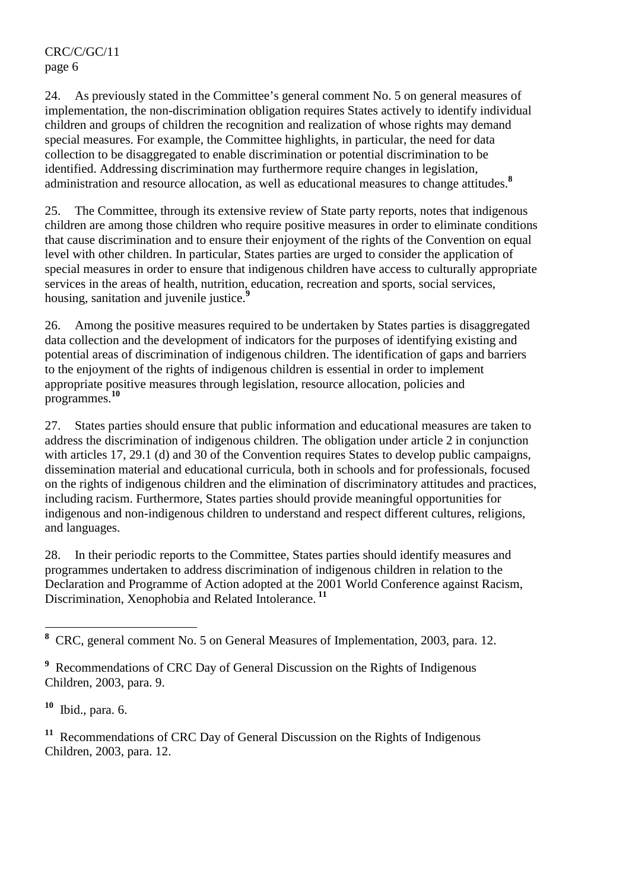24. As previously stated in the Committee's general comment No. 5 on general measures of implementation, the non-discrimination obligation requires States actively to identify individual children and groups of children the recognition and realization of whose rights may demand special measures. For example, the Committee highlights, in particular, the need for data collection to be disaggregated to enable discrimination or potential discrimination to be identified. Addressing discrimination may furthermore require changes in legislation, administration and resource allocation, as well as educational measures to change attitudes.[8]

25. The Committee, through its extensive review of State party reports, notes that indigenous children are among those children who require positive measures in order to eliminate conditions that cause discrimination and to ensure their enjoyment of the rights of the Convention on equal level with other children. In particular, States parties are urged to consider the application of special measures in order to ensure that indigenous children have access to culturally appropriate services in the areas of health, nutrition, education, recreation and sports, social services, housing, sanitation and juvenile justice.[9]

26. Among the positive measures required to be undertaken by States parties is disaggregated data collection and the development of indicators for the purposes of identifying existing and potential areas of discrimination of indigenous children. The identification of gaps and barriers to the enjoyment of the rights of indigenous children is essential in order to implement appropriate positive measures through legislation, resource allocation, policies and programmes.[10]

27. States parties should ensure that public information and educational measures are taken to address the discrimination of indigenous children. The obligation under article 2 in conjunction with articles 17, 29.1 (d) and 30 of the Convention requires States to develop public campaigns, dissemination material and educational curricula, both in schools and for professionals, focused on the rights of indigenous children and the elimination of discriminatory attitudes and practices, including racism. Furthermore, States parties should provide meaningful opportunities for indigenous and non-indigenous children to understand and respect different cultures, religions, and languages.

28. In their periodic reports to the Committee, States parties should identify measures and programmes undertaken to address discrimination of indigenous children in relation to the Declaration and Programme of Action adopted at the 2001 World Conference against Racism, Discrimination, Xenophobia and Related Intolerance.[11]

---

[8] CRC, general comment No. 5 on General Measures of Implementation, 2003, para. 12.

[9] Recommendations of CRC Day of General Discussion on the Rights of Indigenous Children, 2003, para. 9.

[10] Ibid., para. 6.

[11] Recommendations of CRC Day of General Discussion on the Rights of Indigenous Children, 2003, para. 12.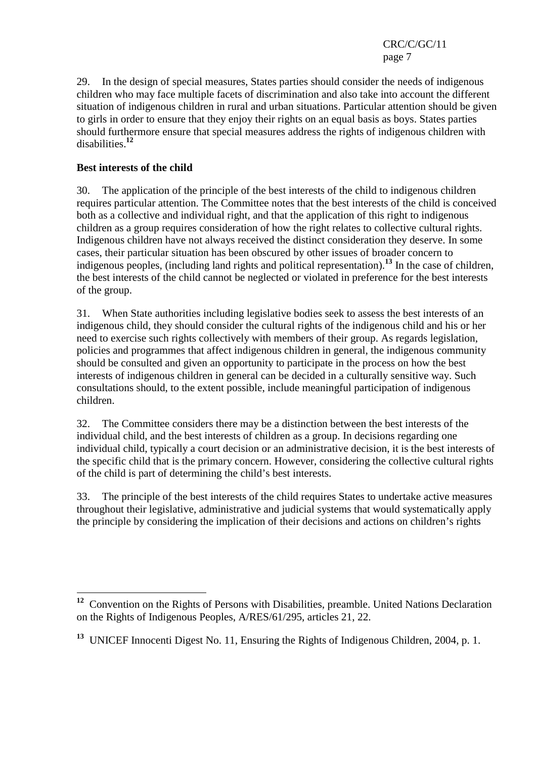29. In the design of special measures, States parties should consider the needs of indigenous children who may face multiple facets of discrimination and also take into account the different situation of indigenous children in rural and urban situations. Particular attention should be given to girls in order to ensure that they enjoy their rights on an equal basis as boys. States parties should furthermore ensure that special measures address the rights of indigenous children with disabilities.[12]

**Best interests of the child**

30. The application of the principle of the best interests of the child to indigenous children requires particular attention. The Committee notes that the best interests of the child is conceived both as a collective and individual right, and that the application of this right to indigenous children as a group requires consideration of how the right relates to collective cultural rights. Indigenous children have not always received the distinct consideration they deserve. In some cases, their particular situation has been obscured by other issues of broader concern to indigenous peoples, (including land rights and political representation).[13] In the case of children, the best interests of the child cannot be neglected or violated in preference for the best interests of the group.

31. When State authorities including legislative bodies seek to assess the best interests of an indigenous child, they should consider the cultural rights of the indigenous child and his or her need to exercise such rights collectively with members of their group. As regards legislation, policies and programmes that affect indigenous children in general, the indigenous community should be consulted and given an opportunity to participate in the process on how the best interests of indigenous children in general can be decided in a culturally sensitive way. Such consultations should, to the extent possible, include meaningful participation of indigenous children.

32. The Committee considers there may be a distinction between the best interests of the individual child, and the best interests of children as a group. In decisions regarding one individual child, typically a court decision or an administrative decision, it is the best interests of the specific child that is the primary concern. However, considering the collective cultural rights of the child is part of determining the child's best interests.

33. The principle of the best interests of the child requires States to undertake active measures throughout their legislative, administrative and judicial systems that would systematically apply the principle by considering the implication of their decisions and actions on children's rights

---

[12] Convention on the Rights of Persons with Disabilities, preamble. United Nations Declaration on the Rights of Indigenous Peoples, A/RES/61/295, articles 21, 22.

[13] UNICEF Innocenti Digest No. 11, Ensuring the Rights of Indigenous Children, 2004, p. 1.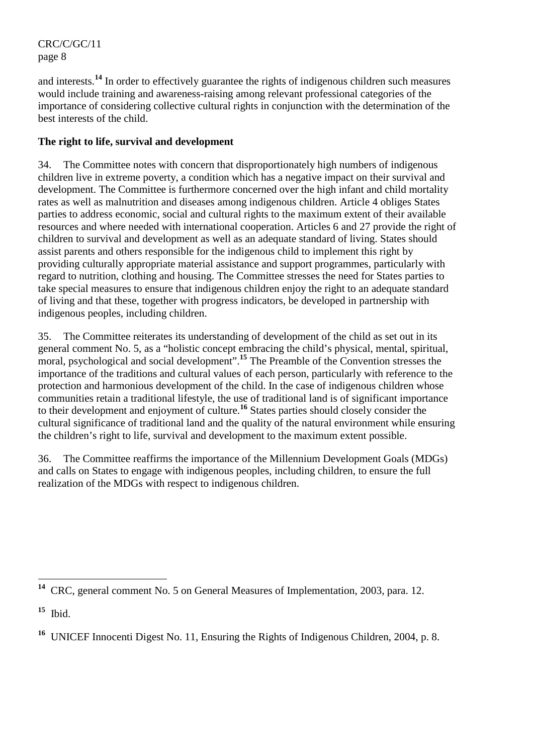and interests.[14] In order to effectively guarantee the rights of indigenous children such measures would include training and awareness-raising among relevant professional categories of the importance of considering collective cultural rights in conjunction with the determination of the best interests of the child.

**The right to life, survival and development**

34. The Committee notes with concern that disproportionately high numbers of indigenous children live in extreme poverty, a condition which has a negative impact on their survival and development. The Committee is furthermore concerned over the high infant and child mortality rates as well as malnutrition and diseases among indigenous children. Article 4 obliges States parties to address economic, social and cultural rights to the maximum extent of their available resources and where needed with international cooperation. Articles 6 and 27 provide the right of children to survival and development as well as an adequate standard of living. States should assist parents and others responsible for the indigenous child to implement this right by providing culturally appropriate material assistance and support programmes, particularly with regard to nutrition, clothing and housing. The Committee stresses the need for States parties to take special measures to ensure that indigenous children enjoy the right to an adequate standard of living and that these, together with progress indicators, be developed in partnership with indigenous peoples, including children.

35. The Committee reiterates its understanding of development of the child as set out in its general comment No. 5, as a "holistic concept embracing the child's physical, mental, spiritual, moral, psychological and social development".[15] The Preamble of the Convention stresses the importance of the traditions and cultural values of each person, particularly with reference to the protection and harmonious development of the child. In the case of indigenous children whose communities retain a traditional lifestyle, the use of traditional land is of significant importance to their development and enjoyment of culture.[16] States parties should closely consider the cultural significance of traditional land and the quality of the natural environment while ensuring the children's right to life, survival and development to the maximum extent possible.

36. The Committee reaffirms the importance of the Millennium Development Goals (MDGs) and calls on States to engage with indigenous peoples, including children, to ensure the full realization of the MDGs with respect to indigenous children.

---

[14] CRC, general comment No. 5 on General Measures of Implementation, 2003, para. 12.

[15] Ibid.

[16] UNICEF Innocenti Digest No. 11, Ensuring the Rights of Indigenous Children, 2004, p. 8.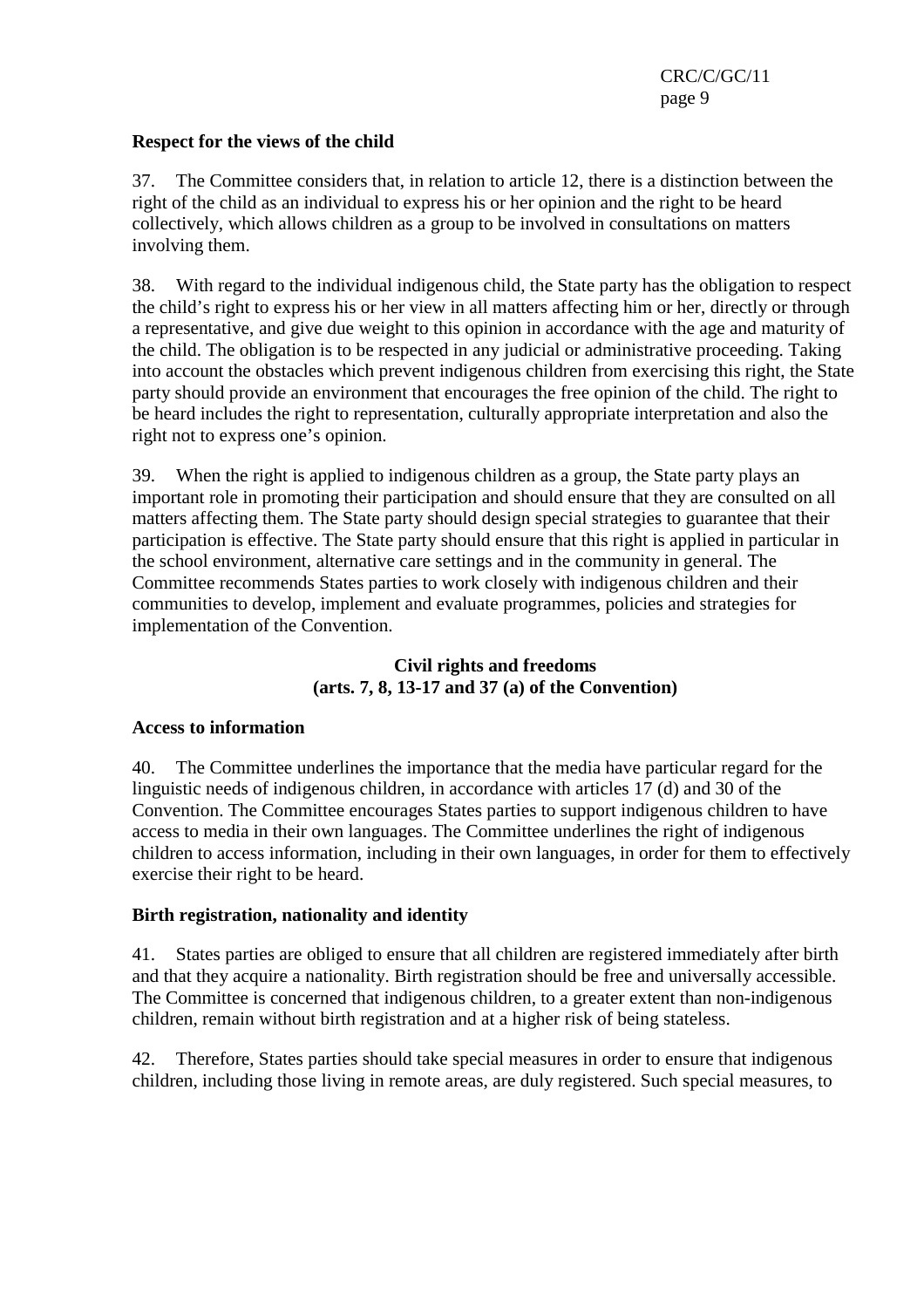**Respect for the views of the child**

37. The Committee considers that, in relation to article 12, there is a distinction between the right of the child as an individual to express his or her opinion and the right to be heard collectively, which allows children as a group to be involved in consultations on matters involving them.

38. With regard to the individual indigenous child, the State party has the obligation to respect the child's right to express his or her view in all matters affecting him or her, directly or through a representative, and give due weight to this opinion in accordance with the age and maturity of the child. The obligation is to be respected in any judicial or administrative proceeding. Taking into account the obstacles which prevent indigenous children from exercising this right, the State party should provide an environment that encourages the free opinion of the child. The right to be heard includes the right to representation, culturally appropriate interpretation and also the right not to express one's opinion.

39. When the right is applied to indigenous children as a group, the State party plays an important role in promoting their participation and should ensure that they are consulted on all matters affecting them. The State party should design special strategies to guarantee that their participation is effective. The State party should ensure that this right is applied in particular in the school environment, alternative care settings and in the community in general. The Committee recommends States parties to work closely with indigenous children and their communities to develop, implement and evaluate programmes, policies and strategies for implementation of the Convention.

## Civil rights and freedoms (arts. 7, 8, 13-17 and 37 (a) of the Convention)

**Access to information**

40. The Committee underlines the importance that the media have particular regard for the linguistic needs of indigenous children, in accordance with articles 17 (d) and 30 of the Convention. The Committee encourages States parties to support indigenous children to have access to media in their own languages. The Committee underlines the right of indigenous children to access information, including in their own languages, in order for them to effectively exercise their right to be heard.

**Birth registration, nationality and identity**

41. States parties are obliged to ensure that all children are registered immediately after birth and that they acquire a nationality. Birth registration should be free and universally accessible. The Committee is concerned that indigenous children, to a greater extent than non-indigenous children, remain without birth registration and at a higher risk of being stateless.

42. Therefore, States parties should take special measures in order to ensure that indigenous children, including those living in remote areas, are duly registered. Such special measures, to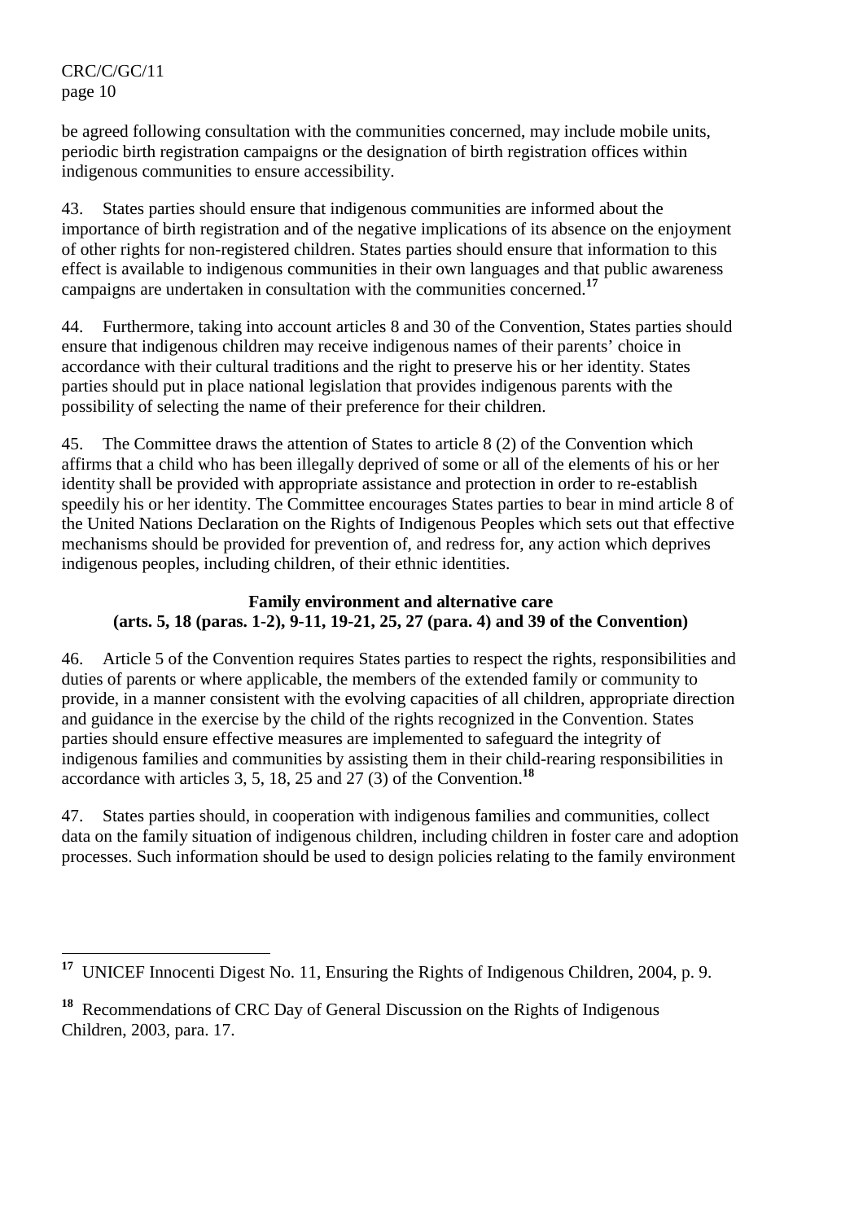be agreed following consultation with the communities concerned, may include mobile units, periodic birth registration campaigns or the designation of birth registration offices within indigenous communities to ensure accessibility.

43. States parties should ensure that indigenous communities are informed about the importance of birth registration and of the negative implications of its absence on the enjoyment of other rights for non-registered children. States parties should ensure that information to this effect is available to indigenous communities in their own languages and that public awareness campaigns are undertaken in consultation with the communities concerned.[17]

44. Furthermore, taking into account articles 8 and 30 of the Convention, States parties should ensure that indigenous children may receive indigenous names of their parents' choice in accordance with their cultural traditions and the right to preserve his or her identity. States parties should put in place national legislation that provides indigenous parents with the possibility of selecting the name of their preference for their children.

45. The Committee draws the attention of States to article 8 (2) of the Convention which affirms that a child who has been illegally deprived of some or all of the elements of his or her identity shall be provided with appropriate assistance and protection in order to re-establish speedily his or her identity. The Committee encourages States parties to bear in mind article 8 of the United Nations Declaration on the Rights of Indigenous Peoples which sets out that effective mechanisms should be provided for prevention of, and redress for, any action which deprives indigenous peoples, including children, of their ethnic identities.

### Family environment and alternative care (arts. 5, 18 (paras. 1-2), 9-11, 19-21, 25, 27 (para. 4) and 39 of the Convention)

46. Article 5 of the Convention requires States parties to respect the rights, responsibilities and duties of parents or where applicable, the members of the extended family or community to provide, in a manner consistent with the evolving capacities of all children, appropriate direction and guidance in the exercise by the child of the rights recognized in the Convention. States parties should ensure effective measures are implemented to safeguard the integrity of indigenous families and communities by assisting them in their child-rearing responsibilities in accordance with articles 3, 5, 18, 25 and 27 (3) of the Convention.[18]

47. States parties should, in cooperation with indigenous families and communities, collect data on the family situation of indigenous children, including children in foster care and adoption processes. Such information should be used to design policies relating to the family environment

---

[17] UNICEF Innocenti Digest No. 11, Ensuring the Rights of Indigenous Children, 2004, p. 9.

[18] Recommendations of CRC Day of General Discussion on the Rights of Indigenous Children, 2003, para. 17.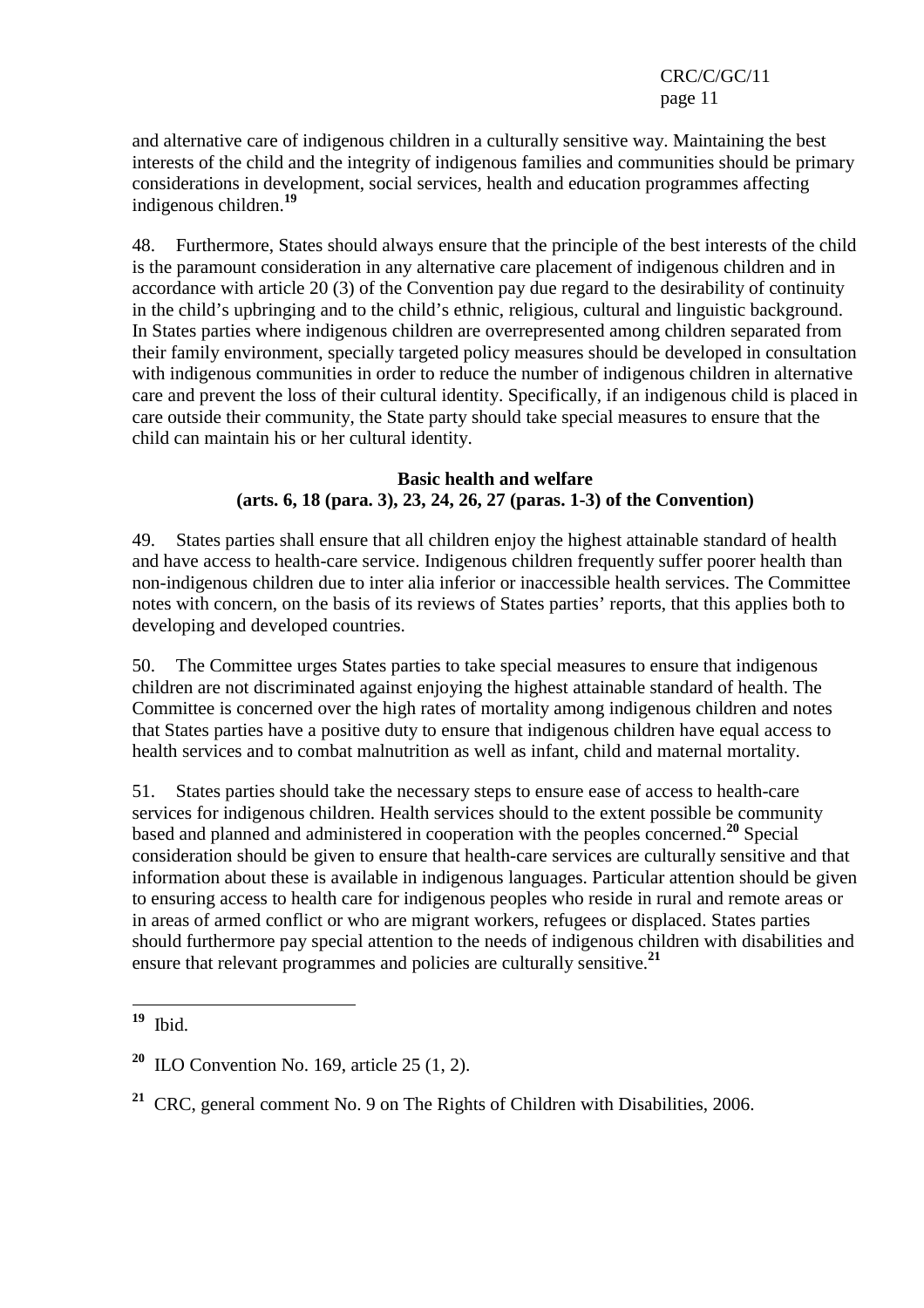and alternative care of indigenous children in a culturally sensitive way. Maintaining the best interests of the child and the integrity of indigenous families and communities should be primary considerations in development, social services, health and education programmes affecting indigenous children.[19]

48. Furthermore, States should always ensure that the principle of the best interests of the child is the paramount consideration in any alternative care placement of indigenous children and in accordance with article 20 (3) of the Convention pay due regard to the desirability of continuity in the child's upbringing and to the child's ethnic, religious, cultural and linguistic background. In States parties where indigenous children are overrepresented among children separated from their family environment, specially targeted policy measures should be developed in consultation with indigenous communities in order to reduce the number of indigenous children in alternative care and prevent the loss of their cultural identity. Specifically, if an indigenous child is placed in care outside their community, the State party should take special measures to ensure that the child can maintain his or her cultural identity.

### Basic health and welfare
### (arts. 6, 18 (para. 3), 23, 24, 26, 27 (paras. 1-3) of the Convention)

49. States parties shall ensure that all children enjoy the highest attainable standard of health and have access to health-care service. Indigenous children frequently suffer poorer health than non-indigenous children due to inter alia inferior or inaccessible health services. The Committee notes with concern, on the basis of its reviews of States parties' reports, that this applies both to developing and developed countries.

50. The Committee urges States parties to take special measures to ensure that indigenous children are not discriminated against enjoying the highest attainable standard of health. The Committee is concerned over the high rates of mortality among indigenous children and notes that States parties have a positive duty to ensure that indigenous children have equal access to health services and to combat malnutrition as well as infant, child and maternal mortality.

51. States parties should take the necessary steps to ensure ease of access to health-care services for indigenous children. Health services should to the extent possible be community based and planned and administered in cooperation with the peoples concerned.[20] Special consideration should be given to ensure that health-care services are culturally sensitive and that information about these is available in indigenous languages. Particular attention should be given to ensuring access to health care for indigenous peoples who reside in rural and remote areas or in areas of armed conflict or who are migrant workers, refugees or displaced. States parties should furthermore pay special attention to the needs of indigenous children with disabilities and ensure that relevant programmes and policies are culturally sensitive.[21]

---

[19] Ibid.

[20] ILO Convention No. 169, article 25 (1, 2).

[21] CRC, general comment No. 9 on The Rights of Children with Disabilities, 2006.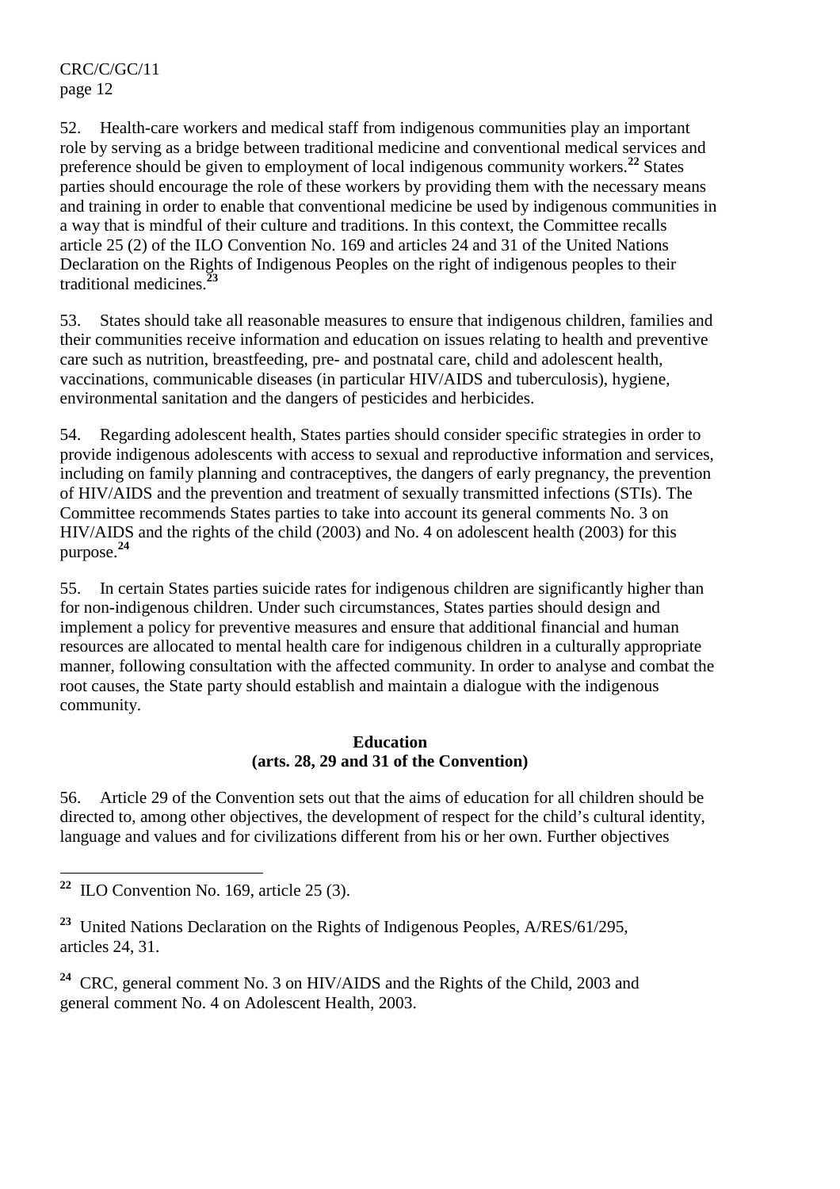52. Health-care workers and medical staff from indigenous communities play an important role by serving as a bridge between traditional medicine and conventional medical services and preference should be given to employment of local indigenous community workers.[22] States parties should encourage the role of these workers by providing them with the necessary means and training in order to enable that conventional medicine be used by indigenous communities in a way that is mindful of their culture and traditions. In this context, the Committee recalls article 25 (2) of the ILO Convention No. 169 and articles 24 and 31 of the United Nations Declaration on the Rights of Indigenous Peoples on the right of indigenous peoples to their traditional medicines.[23]

53. States should take all reasonable measures to ensure that indigenous children, families and their communities receive information and education on issues relating to health and preventive care such as nutrition, breastfeeding, pre- and postnatal care, child and adolescent health, vaccinations, communicable diseases (in particular HIV/AIDS and tuberculosis), hygiene, environmental sanitation and the dangers of pesticides and herbicides.

54. Regarding adolescent health, States parties should consider specific strategies in order to provide indigenous adolescents with access to sexual and reproductive information and services, including on family planning and contraceptives, the dangers of early pregnancy, the prevention of HIV/AIDS and the prevention and treatment of sexually transmitted infections (STIs). The Committee recommends States parties to take into account its general comments No. 3 on HIV/AIDS and the rights of the child (2003) and No. 4 on adolescent health (2003) for this purpose.[24]

55. In certain States parties suicide rates for indigenous children are significantly higher than for non-indigenous children. Under such circumstances, States parties should design and implement a policy for preventive measures and ensure that additional financial and human resources are allocated to mental health care for indigenous children in a culturally appropriate manner, following consultation with the affected community. In order to analyse and combat the root causes, the State party should establish and maintain a dialogue with the indigenous community.

**Education**
**(arts. 28, 29 and 31 of the Convention)**

56. Article 29 of the Convention sets out that the aims of education for all children should be directed to, among other objectives, the development of respect for the child's cultural identity, language and values and for civilizations different from his or her own. Further objectives

---

[22] ILO Convention No. 169, article 25 (3).

[23] United Nations Declaration on the Rights of Indigenous Peoples, A/RES/61/295, articles 24, 31.

[24] CRC, general comment No. 3 on HIV/AIDS and the Rights of the Child, 2003 and general comment No. 4 on Adolescent Health, 2003.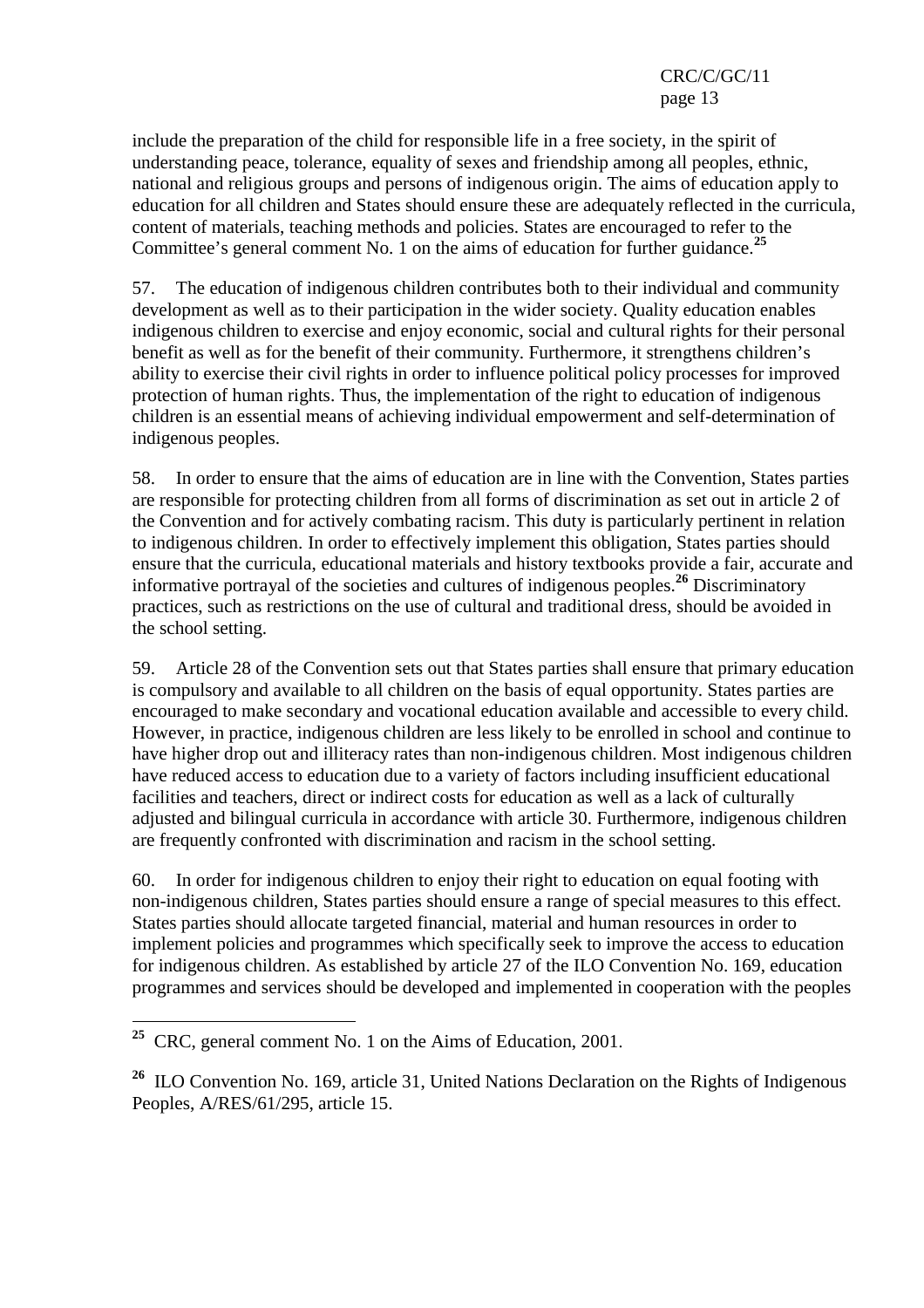include the preparation of the child for responsible life in a free society, in the spirit of understanding peace, tolerance, equality of sexes and friendship among all peoples, ethnic, national and religious groups and persons of indigenous origin. The aims of education apply to education for all children and States should ensure these are adequately reflected in the curricula, content of materials, teaching methods and policies. States are encouraged to refer to the Committee's general comment No. 1 on the aims of education for further guidance.[25]

57. The education of indigenous children contributes both to their individual and community development as well as to their participation in the wider society. Quality education enables indigenous children to exercise and enjoy economic, social and cultural rights for their personal benefit as well as for the benefit of their community. Furthermore, it strengthens children's ability to exercise their civil rights in order to influence political policy processes for improved protection of human rights. Thus, the implementation of the right to education of indigenous children is an essential means of achieving individual empowerment and self-determination of indigenous peoples.

58. In order to ensure that the aims of education are in line with the Convention, States parties are responsible for protecting children from all forms of discrimination as set out in article 2 of the Convention and for actively combating racism. This duty is particularly pertinent in relation to indigenous children. In order to effectively implement this obligation, States parties should ensure that the curricula, educational materials and history textbooks provide a fair, accurate and informative portrayal of the societies and cultures of indigenous peoples.[26] Discriminatory practices, such as restrictions on the use of cultural and traditional dress, should be avoided in the school setting.

59. Article 28 of the Convention sets out that States parties shall ensure that primary education is compulsory and available to all children on the basis of equal opportunity. States parties are encouraged to make secondary and vocational education available and accessible to every child. However, in practice, indigenous children are less likely to be enrolled in school and continue to have higher drop out and illiteracy rates than non-indigenous children. Most indigenous children have reduced access to education due to a variety of factors including insufficient educational facilities and teachers, direct or indirect costs for education as well as a lack of culturally adjusted and bilingual curricula in accordance with article 30. Furthermore, indigenous children are frequently confronted with discrimination and racism in the school setting.

60. In order for indigenous children to enjoy their right to education on equal footing with non-indigenous children, States parties should ensure a range of special measures to this effect. States parties should allocate targeted financial, material and human resources in order to implement policies and programmes which specifically seek to improve the access to education for indigenous children. As established by article 27 of the ILO Convention No. 169, education programmes and services should be developed and implemented in cooperation with the peoples

---

[25] CRC, general comment No. 1 on the Aims of Education, 2001.

[26] ILO Convention No. 169, article 31, United Nations Declaration on the Rights of Indigenous Peoples, A/RES/61/295, article 15.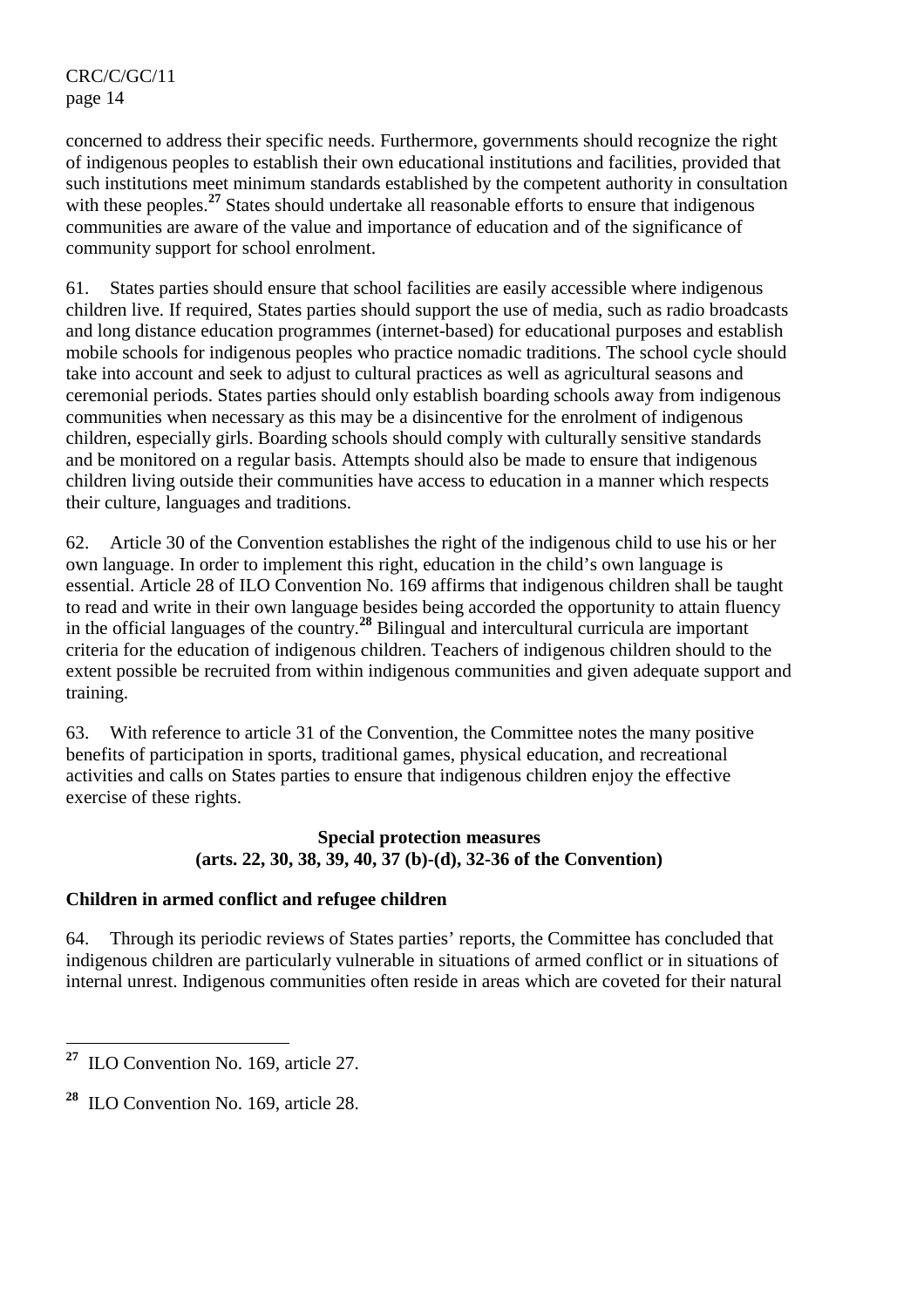concerned to address their specific needs. Furthermore, governments should recognize the right of indigenous peoples to establish their own educational institutions and facilities, provided that such institutions meet minimum standards established by the competent authority in consultation with these peoples.[27] States should undertake all reasonable efforts to ensure that indigenous communities are aware of the value and importance of education and of the significance of community support for school enrolment.

61. States parties should ensure that school facilities are easily accessible where indigenous children live. If required, States parties should support the use of media, such as radio broadcasts and long distance education programmes (internet-based) for educational purposes and establish mobile schools for indigenous peoples who practice nomadic traditions. The school cycle should take into account and seek to adjust to cultural practices as well as agricultural seasons and ceremonial periods. States parties should only establish boarding schools away from indigenous communities when necessary as this may be a disincentive for the enrolment of indigenous children, especially girls. Boarding schools should comply with culturally sensitive standards and be monitored on a regular basis. Attempts should also be made to ensure that indigenous children living outside their communities have access to education in a manner which respects their culture, languages and traditions.

62. Article 30 of the Convention establishes the right of the indigenous child to use his or her own language. In order to implement this right, education in the child's own language is essential. Article 28 of ILO Convention No. 169 affirms that indigenous children shall be taught to read and write in their own language besides being accorded the opportunity to attain fluency in the official languages of the country.[28] Bilingual and intercultural curricula are important criteria for the education of indigenous children. Teachers of indigenous children should to the extent possible be recruited from within indigenous communities and given adequate support and training.

63. With reference to article 31 of the Convention, the Committee notes the many positive benefits of participation in sports, traditional games, physical education, and recreational activities and calls on States parties to ensure that indigenous children enjoy the effective exercise of these rights.

## Special protection measures (arts. 22, 30, 38, 39, 40, 37 (b)-(d), 32-36 of the Convention)

### Children in armed conflict and refugee children

64. Through its periodic reviews of States parties' reports, the Committee has concluded that indigenous children are particularly vulnerable in situations of armed conflict or in situations of internal unrest. Indigenous communities often reside in areas which are coveted for their natural

---

[27] ILO Convention No. 169, article 27.

[28] ILO Convention No. 169, article 28.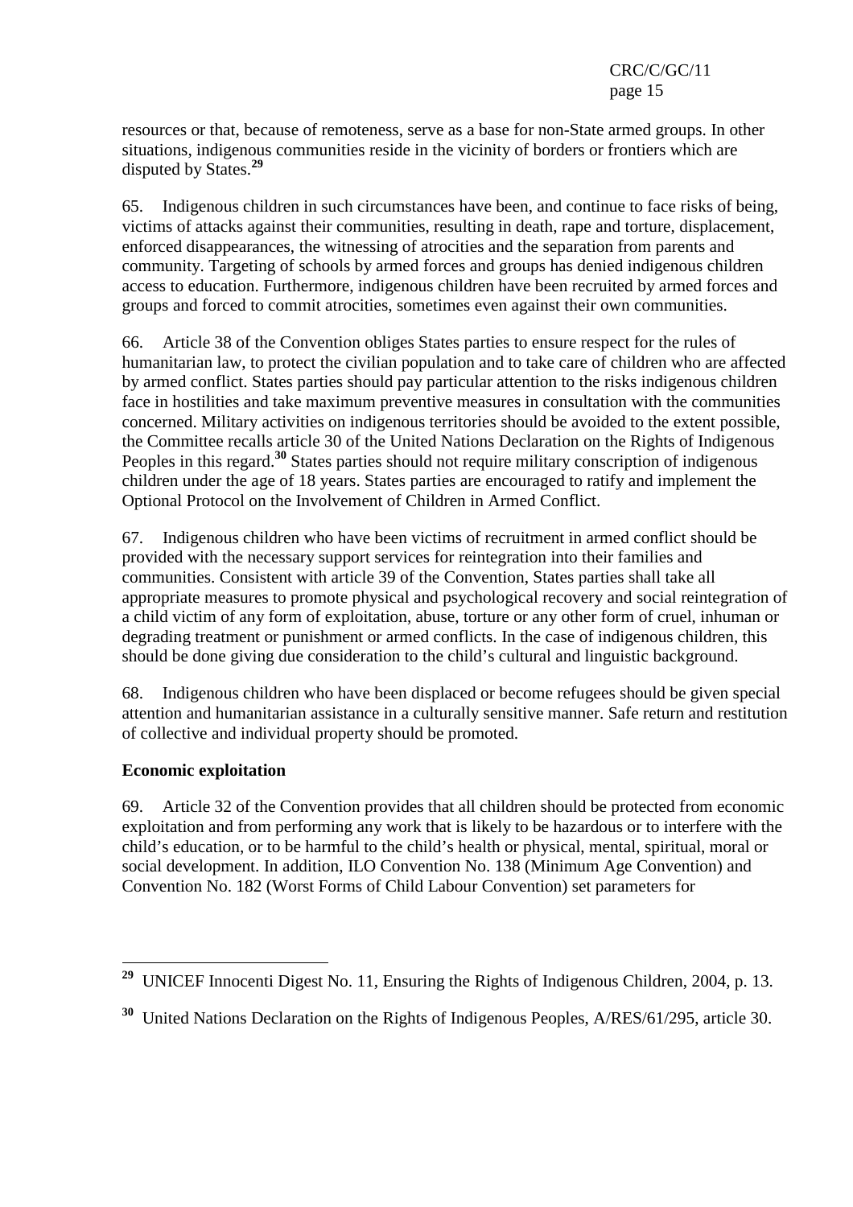resources or that, because of remoteness, serve as a base for non-State armed groups. In other situations, indigenous communities reside in the vicinity of borders or frontiers which are disputed by States.[29]

65. Indigenous children in such circumstances have been, and continue to face risks of being, victims of attacks against their communities, resulting in death, rape and torture, displacement, enforced disappearances, the witnessing of atrocities and the separation from parents and community. Targeting of schools by armed forces and groups has denied indigenous children access to education. Furthermore, indigenous children have been recruited by armed forces and groups and forced to commit atrocities, sometimes even against their own communities.

66. Article 38 of the Convention obliges States parties to ensure respect for the rules of humanitarian law, to protect the civilian population and to take care of children who are affected by armed conflict. States parties should pay particular attention to the risks indigenous children face in hostilities and take maximum preventive measures in consultation with the communities concerned. Military activities on indigenous territories should be avoided to the extent possible, the Committee recalls article 30 of the United Nations Declaration on the Rights of Indigenous Peoples in this regard.[30] States parties should not require military conscription of indigenous children under the age of 18 years. States parties are encouraged to ratify and implement the Optional Protocol on the Involvement of Children in Armed Conflict.

67. Indigenous children who have been victims of recruitment in armed conflict should be provided with the necessary support services for reintegration into their families and communities. Consistent with article 39 of the Convention, States parties shall take all appropriate measures to promote physical and psychological recovery and social reintegration of a child victim of any form of exploitation, abuse, torture or any other form of cruel, inhuman or degrading treatment or punishment or armed conflicts. In the case of indigenous children, this should be done giving due consideration to the child's cultural and linguistic background.

68. Indigenous children who have been displaced or become refugees should be given special attention and humanitarian assistance in a culturally sensitive manner. Safe return and restitution of collective and individual property should be promoted.

**Economic exploitation**

69. Article 32 of the Convention provides that all children should be protected from economic exploitation and from performing any work that is likely to be hazardous or to interfere with the child's education, or to be harmful to the child's health or physical, mental, spiritual, moral or social development. In addition, ILO Convention No. 138 (Minimum Age Convention) and Convention No. 182 (Worst Forms of Child Labour Convention) set parameters for

---

[29] UNICEF Innocenti Digest No. 11, Ensuring the Rights of Indigenous Children, 2004, p. 13.

[30] United Nations Declaration on the Rights of Indigenous Peoples, A/RES/61/295, article 30.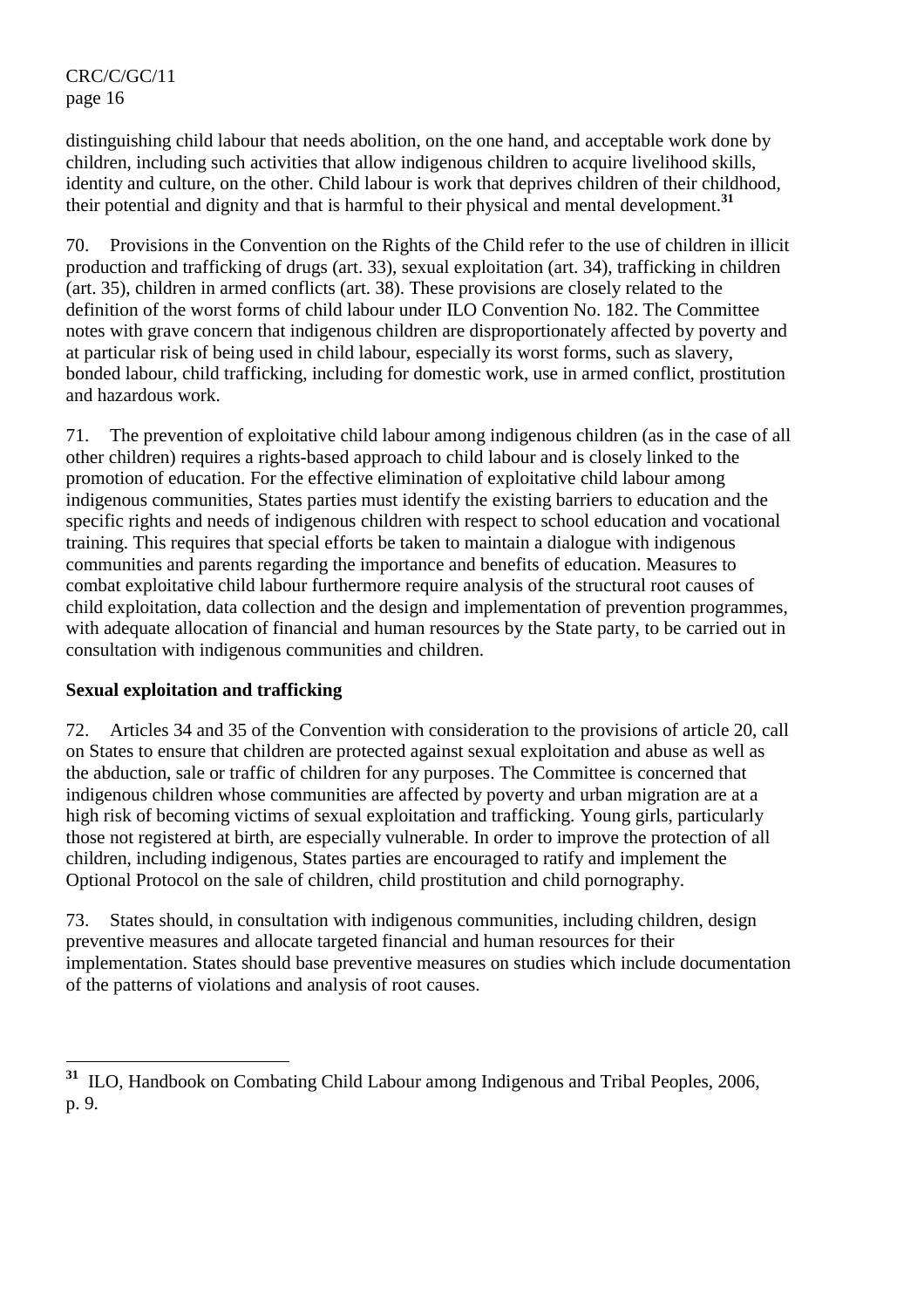distinguishing child labour that needs abolition, on the one hand, and acceptable work done by children, including such activities that allow indigenous children to acquire livelihood skills, identity and culture, on the other. Child labour is work that deprives children of their childhood, their potential and dignity and that is harmful to their physical and mental development.[31]

70. Provisions in the Convention on the Rights of the Child refer to the use of children in illicit production and trafficking of drugs (art. 33), sexual exploitation (art. 34), trafficking in children (art. 35), children in armed conflicts (art. 38). These provisions are closely related to the definition of the worst forms of child labour under ILO Convention No. 182. The Committee notes with grave concern that indigenous children are disproportionately affected by poverty and at particular risk of being used in child labour, especially its worst forms, such as slavery, bonded labour, child trafficking, including for domestic work, use in armed conflict, prostitution and hazardous work.

71. The prevention of exploitative child labour among indigenous children (as in the case of all other children) requires a rights-based approach to child labour and is closely linked to the promotion of education. For the effective elimination of exploitative child labour among indigenous communities, States parties must identify the existing barriers to education and the specific rights and needs of indigenous children with respect to school education and vocational training. This requires that special efforts be taken to maintain a dialogue with indigenous communities and parents regarding the importance and benefits of education. Measures to combat exploitative child labour furthermore require analysis of the structural root causes of child exploitation, data collection and the design and implementation of prevention programmes, with adequate allocation of financial and human resources by the State party, to be carried out in consultation with indigenous communities and children.

**Sexual exploitation and trafficking**

72. Articles 34 and 35 of the Convention with consideration to the provisions of article 20, call on States to ensure that children are protected against sexual exploitation and abuse as well as the abduction, sale or traffic of children for any purposes. The Committee is concerned that indigenous children whose communities are affected by poverty and urban migration are at a high risk of becoming victims of sexual exploitation and trafficking. Young girls, particularly those not registered at birth, are especially vulnerable. In order to improve the protection of all children, including indigenous, States parties are encouraged to ratify and implement the Optional Protocol on the sale of children, child prostitution and child pornography.

73. States should, in consultation with indigenous communities, including children, design preventive measures and allocate targeted financial and human resources for their implementation. States should base preventive measures on studies which include documentation of the patterns of violations and analysis of root causes.

---

[31] ILO, Handbook on Combating Child Labour among Indigenous and Tribal Peoples, 2006, p. 9.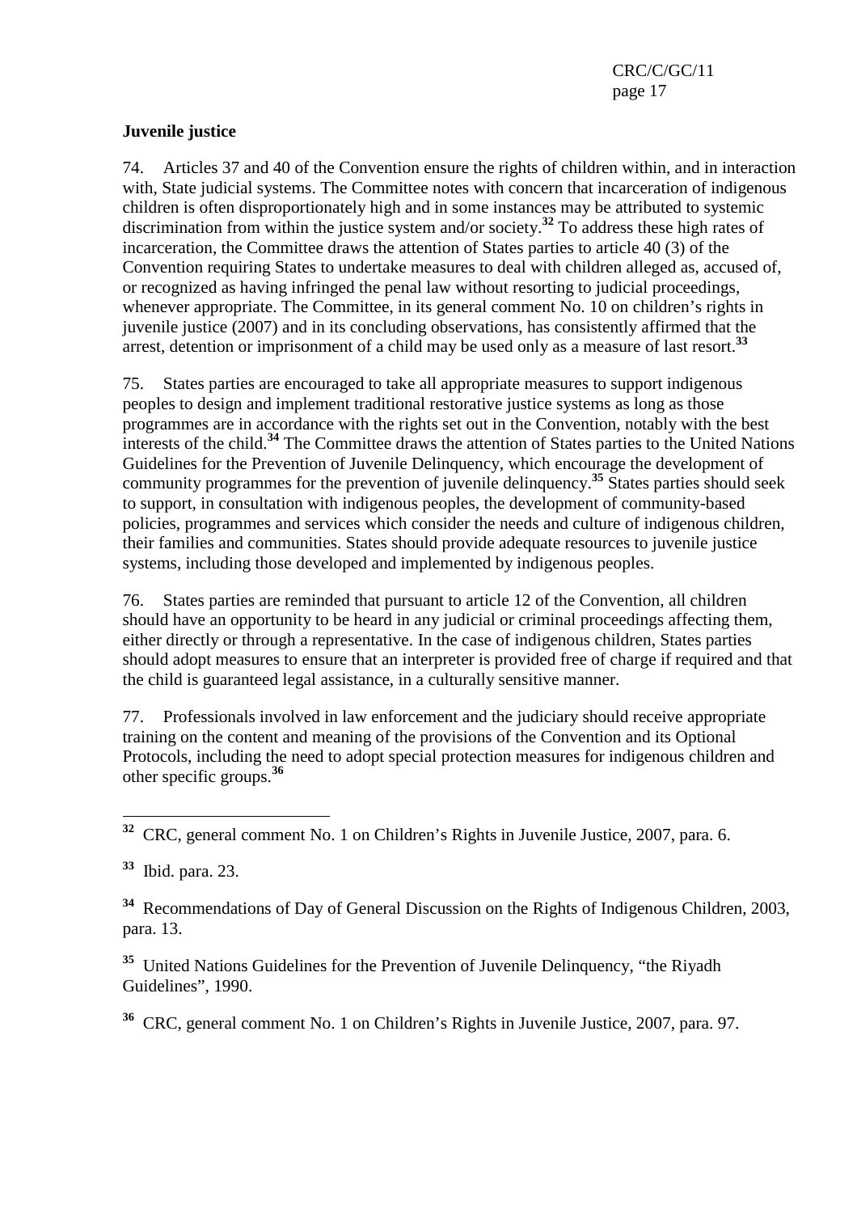**Juvenile justice**

74. Articles 37 and 40 of the Convention ensure the rights of children within, and in interaction with, State judicial systems. The Committee notes with concern that incarceration of indigenous children is often disproportionately high and in some instances may be attributed to systemic discrimination from within the justice system and/or society.[32] To address these high rates of incarceration, the Committee draws the attention of States parties to article 40 (3) of the Convention requiring States to undertake measures to deal with children alleged as, accused of, or recognized as having infringed the penal law without resorting to judicial proceedings, whenever appropriate. The Committee, in its general comment No. 10 on children's rights in juvenile justice (2007) and in its concluding observations, has consistently affirmed that the arrest, detention or imprisonment of a child may be used only as a measure of last resort.[33]

75. States parties are encouraged to take all appropriate measures to support indigenous peoples to design and implement traditional restorative justice systems as long as those programmes are in accordance with the rights set out in the Convention, notably with the best interests of the child.[34] The Committee draws the attention of States parties to the United Nations Guidelines for the Prevention of Juvenile Delinquency, which encourage the development of community programmes for the prevention of juvenile delinquency.[35] States parties should seek to support, in consultation with indigenous peoples, the development of community-based policies, programmes and services which consider the needs and culture of indigenous children, their families and communities. States should provide adequate resources to juvenile justice systems, including those developed and implemented by indigenous peoples.

76. States parties are reminded that pursuant to article 12 of the Convention, all children should have an opportunity to be heard in any judicial or criminal proceedings affecting them, either directly or through a representative. In the case of indigenous children, States parties should adopt measures to ensure that an interpreter is provided free of charge if required and that the child is guaranteed legal assistance, in a culturally sensitive manner.

77. Professionals involved in law enforcement and the judiciary should receive appropriate training on the content and meaning of the provisions of the Convention and its Optional Protocols, including the need to adopt special protection measures for indigenous children and other specific groups.[36]

---

[32] CRC, general comment No. 1 on Children's Rights in Juvenile Justice, 2007, para. 6.

[33] Ibid. para. 23.

[34] Recommendations of Day of General Discussion on the Rights of Indigenous Children, 2003, para. 13.

[35] United Nations Guidelines for the Prevention of Juvenile Delinquency, "the Riyadh Guidelines", 1990.

[36] CRC, general comment No. 1 on Children's Rights in Juvenile Justice, 2007, para. 97.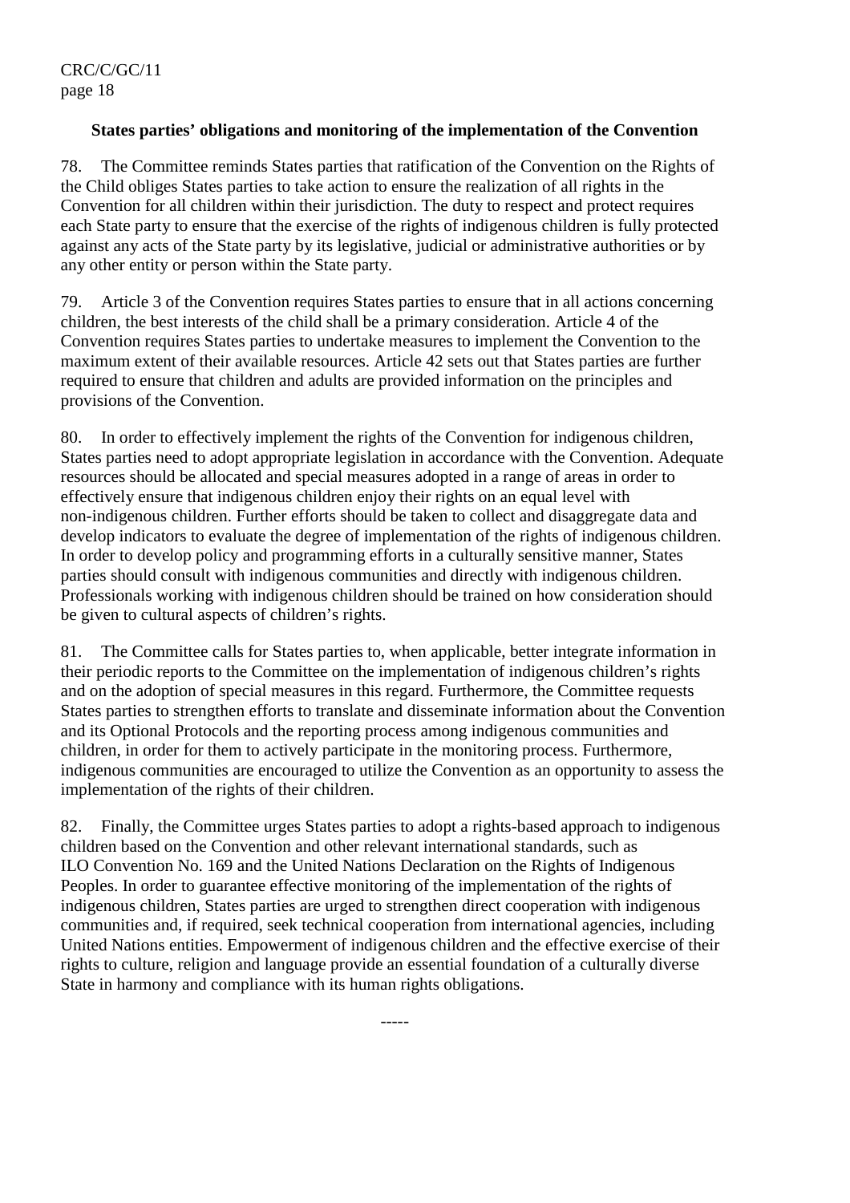### States parties' obligations and monitoring of the implementation of the Convention

78. The Committee reminds States parties that ratification of the Convention on the Rights of the Child obliges States parties to take action to ensure the realization of all rights in the Convention for all children within their jurisdiction. The duty to respect and protect requires each State party to ensure that the exercise of the rights of indigenous children is fully protected against any acts of the State party by its legislative, judicial or administrative authorities or by any other entity or person within the State party.

79. Article 3 of the Convention requires States parties to ensure that in all actions concerning children, the best interests of the child shall be a primary consideration. Article 4 of the Convention requires States parties to undertake measures to implement the Convention to the maximum extent of their available resources. Article 42 sets out that States parties are further required to ensure that children and adults are provided information on the principles and provisions of the Convention.

80. In order to effectively implement the rights of the Convention for indigenous children, States parties need to adopt appropriate legislation in accordance with the Convention. Adequate resources should be allocated and special measures adopted in a range of areas in order to effectively ensure that indigenous children enjoy their rights on an equal level with non-indigenous children. Further efforts should be taken to collect and disaggregate data and develop indicators to evaluate the degree of implementation of the rights of indigenous children. In order to develop policy and programming efforts in a culturally sensitive manner, States parties should consult with indigenous communities and directly with indigenous children. Professionals working with indigenous children should be trained on how consideration should be given to cultural aspects of children's rights.

81. The Committee calls for States parties to, when applicable, better integrate information in their periodic reports to the Committee on the implementation of indigenous children's rights and on the adoption of special measures in this regard. Furthermore, the Committee requests States parties to strengthen efforts to translate and disseminate information about the Convention and its Optional Protocols and the reporting process among indigenous communities and children, in order for them to actively participate in the monitoring process. Furthermore, indigenous communities are encouraged to utilize the Convention as an opportunity to assess the implementation of the rights of their children.

82. Finally, the Committee urges States parties to adopt a rights-based approach to indigenous children based on the Convention and other relevant international standards, such as ILO Convention No. 169 and the United Nations Declaration on the Rights of Indigenous Peoples. In order to guarantee effective monitoring of the implementation of the rights of indigenous children, States parties are urged to strengthen direct cooperation with indigenous communities and, if required, seek technical cooperation from international agencies, including United Nations entities. Empowerment of indigenous children and the effective exercise of their rights to culture, religion and language provide an essential foundation of a culturally diverse State in harmony and compliance with its human rights obligations.

-----